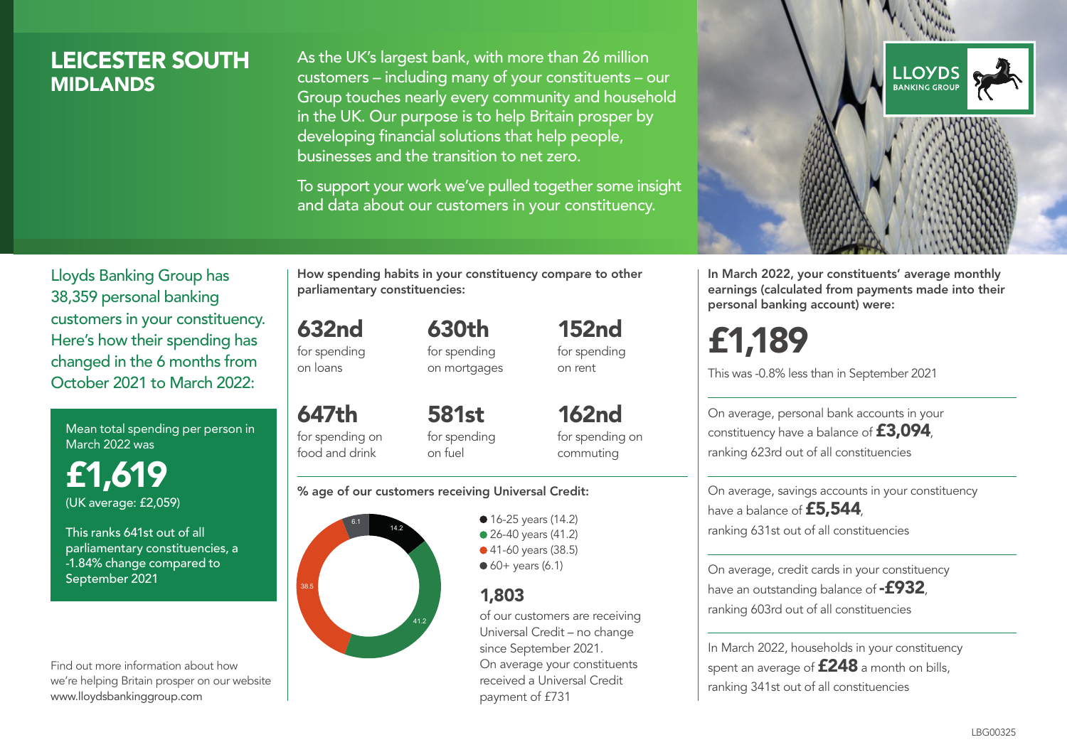# LEICESTER SOUTH
## MIDLANDS

As the UK's largest bank, with more than 26 million customers – including many of your constituents – our Group touches nearly every community and household in the UK. Our purpose is to help Britain prosper by developing financial solutions that help people, businesses and the transition to net zero.

To support your work we've pulled together some insight and data about our customers in your constituency.

LLOYDS BANKING GROUP

Lloyds Banking Group has 38,359 personal banking customers in your constituency. Here's how their spending has changed in the 6 months from October 2021 to March 2022:

Mean total spending per person in March 2022 was

**£1,619**

(UK average: £2,059)

This ranks 641st out of all parliamentary constituencies, a -1.84% change compared to September 2021

Find out more information about how we're helping Britain prosper on our website www.lloydsbankinggroup.com

**How spending habits in your constituency compare to other parliamentary constituencies:**

**632nd** for spending on loans

**630th** for spending on mortgages

**152nd** for spending on rent

**647th** for spending on food and drink

**581st** for spending on fuel

**162nd** for spending on commuting

**% age of our customers receiving Universal Credit:**

6.1
14.2
41.2
38.5

- 16-25 years (14.2)
- 26-40 years (41.2)
- 41-60 years (38.5)
- 60+ years (6.1)

**1,803**

of our customers are receiving Universal Credit – no change since September 2021.
On average your constituents received a Universal Credit payment of £731

**In March 2022, your constituents' average monthly earnings (calculated from payments made into their personal banking account) were:**

**£1,189**

This was -0.8% less than in September 2021

On average, personal bank accounts in your constituency have a balance of **£3,094**, ranking 623rd out of all constituencies

On average, savings accounts in your constituency have a balance of **£5,544**, ranking 631st out of all constituencies

On average, credit cards in your constituency have an outstanding balance of **-£932**, ranking 603rd out of all constituencies

In March 2022, households in your constituency spent an average of **£248** a month on bills, ranking 341st out of all constituencies

LBG00325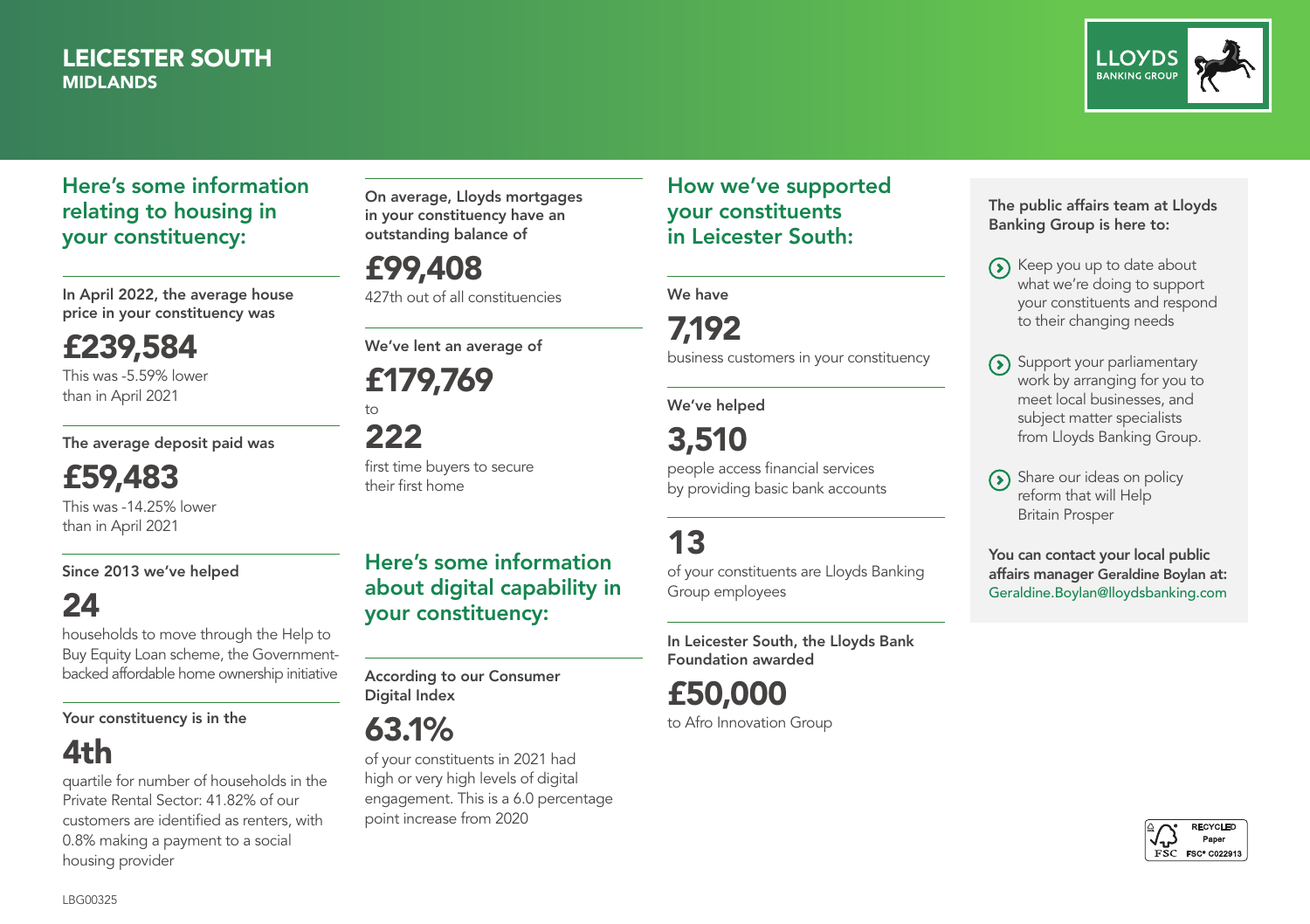# LEICESTER SOUTH
## MIDLANDS

LLOYDS BANKING GROUP

## Here's some information relating to housing in your constituency:

**In April 2022, the average house price in your constituency was**

**£239,584**

This was -5.59% lower than in April 2021

**The average deposit paid was**

**£59,483**

This was -14.25% lower than in April 2021

**Since 2013 we've helped**

**24**

households to move through the Help to Buy Equity Loan scheme, the Government-backed affordable home ownership initiative

**Your constituency is in the**

**4th**

quartile for number of households in the Private Rental Sector: 41.82% of our customers are identified as renters, with 0.8% making a payment to a social housing provider

**On average, Lloyds mortgages in your constituency have an outstanding balance of**

**£99,408**

427th out of all constituencies

**We've lent an average of**

**£179,769**

to

**222**

first time buyers to secure their first home

## Here's some information about digital capability in your constituency:

**According to our Consumer Digital Index**

**63.1%**

of your constituents in 2021 had high or very high levels of digital engagement. This is a 6.0 percentage point increase from 2020

## How we've supported your constituents in Leicester South:

**We have**

**7,192**

business customers in your constituency

**We've helped**

**3,510**

people access financial services by providing basic bank accounts

**13**

of your constituents are Lloyds Banking Group employees

**In Leicester South, the Lloyds Bank Foundation awarded**

**£50,000**

to Afro Innovation Group

**The public affairs team at Lloyds Banking Group is here to:**

- Keep you up to date about what we're doing to support your constituents and respond to their changing needs
- Support your parliamentary work by arranging for you to meet local businesses, and subject matter specialists from Lloyds Banking Group.
- Share our ideas on policy reform that will Help Britain Prosper

**You can contact your local public affairs manager Geraldine Boylan at:**
Geraldine.Boylan@lloydsbanking.com

RECYCLED Paper FSC® C022913

LBG00325